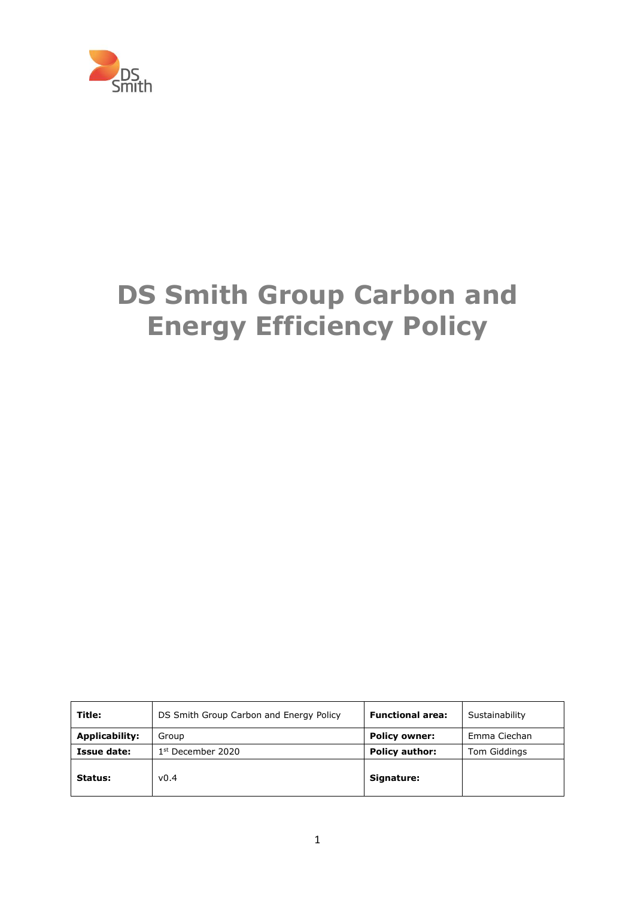# DS Smith Group Carbon and Energy Efficiency Policy

| Title: | DS Smith Group Carbon and Energy Policy | Functional area: | Sustainability |
|---|---|---|---|
| Applicability: | Group | Policy owner: | Emma Ciechan |
| Issue date: | 1st December 2020 | Policy author: | Tom Giddings |
| Status: | v0.4 | Signature: | |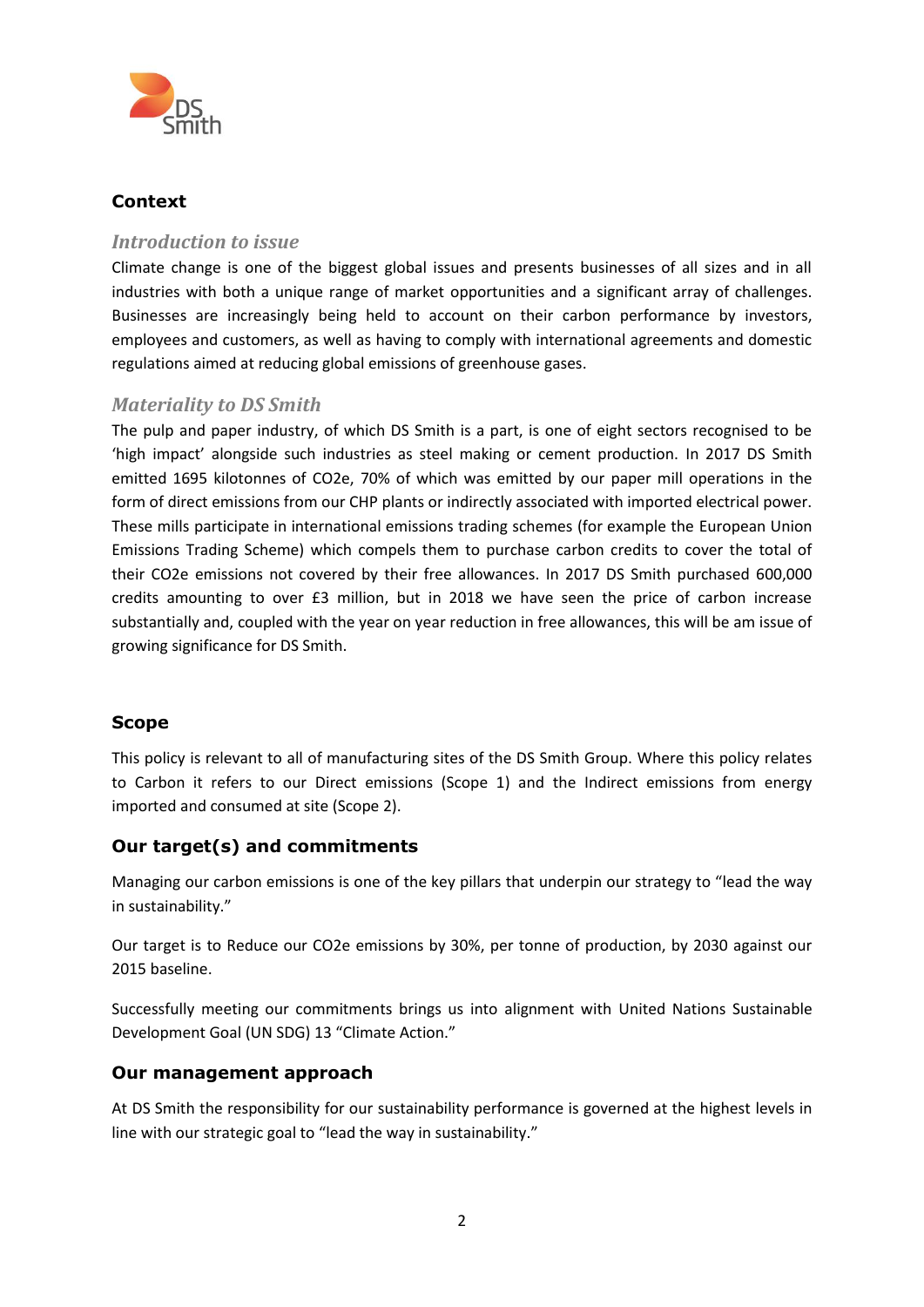## Context

### *Introduction to issue*

Climate change is one of the biggest global issues and presents businesses of all sizes and in all industries with both a unique range of market opportunities and a significant array of challenges. Businesses are increasingly being held to account on their carbon performance by investors, employees and customers, as well as having to comply with international agreements and domestic regulations aimed at reducing global emissions of greenhouse gases.

### *Materiality to DS Smith*

The pulp and paper industry, of which DS Smith is a part, is one of eight sectors recognised to be 'high impact' alongside such industries as steel making or cement production. In 2017 DS Smith emitted 1695 kilotonnes of $CO_2e$, 70% of which was emitted by our paper mill operations in the form of direct emissions from our CHP plants or indirectly associated with imported electrical power. These mills participate in international emissions trading schemes (for example the European Union Emissions Trading Scheme) which compels them to purchase carbon credits to cover the total of their $CO_2e$ emissions not covered by their free allowances. In 2017 DS Smith purchased 600,000 credits amounting to over £3 million, but in 2018 we have seen the price of carbon increase substantially and, coupled with the year on year reduction in free allowances, this will be am issue of growing significance for DS Smith.

## Scope

This policy is relevant to all of manufacturing sites of the DS Smith Group. Where this policy relates to Carbon it refers to our Direct emissions (Scope 1) and the Indirect emissions from energy imported and consumed at site (Scope 2).

## Our target(s) and commitments

Managing our carbon emissions is one of the key pillars that underpin our strategy to "lead the way in sustainability."

Our target is to Reduce our $CO_2e$ emissions by 30%, per tonne of production, by 2030 against our 2015 baseline.

Successfully meeting our commitments brings us into alignment with United Nations Sustainable Development Goal (UN SDG) 13 "Climate Action."

## Our management approach

At DS Smith the responsibility for our sustainability performance is governed at the highest levels in line with our strategic goal to "lead the way in sustainability."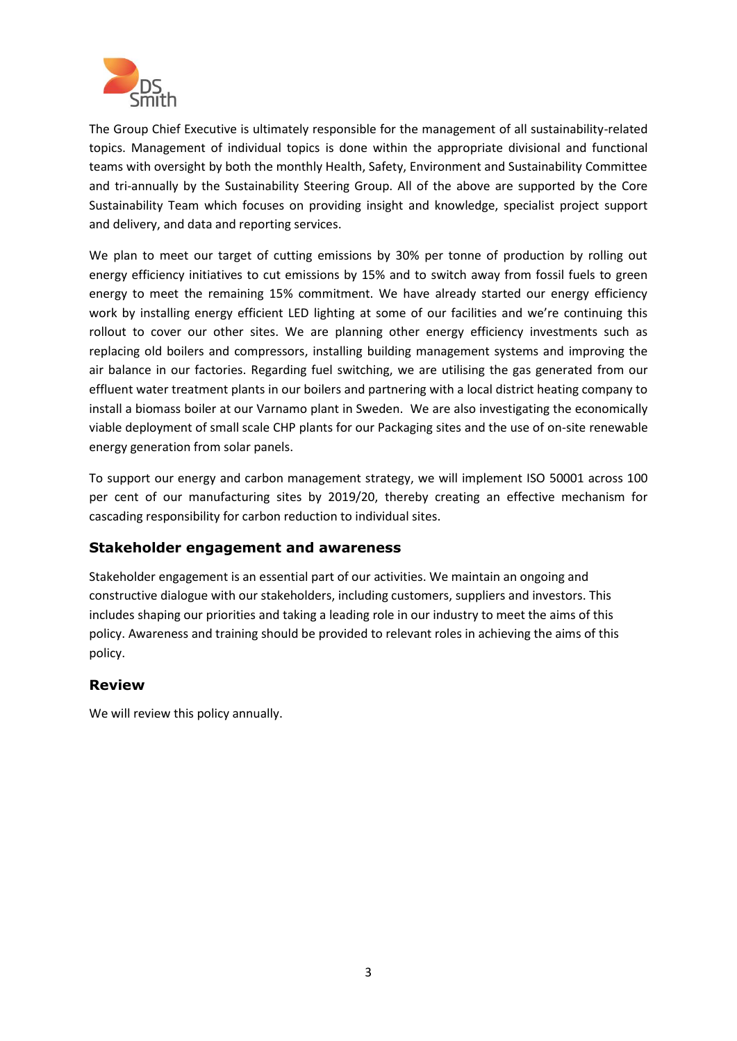The Group Chief Executive is ultimately responsible for the management of all sustainability-related topics. Management of individual topics is done within the appropriate divisional and functional teams with oversight by both the monthly Health, Safety, Environment and Sustainability Committee and tri-annually by the Sustainability Steering Group. All of the above are supported by the Core Sustainability Team which focuses on providing insight and knowledge, specialist project support and delivery, and data and reporting services.

We plan to meet our target of cutting emissions by 30% per tonne of production by rolling out energy efficiency initiatives to cut emissions by 15% and to switch away from fossil fuels to green energy to meet the remaining 15% commitment. We have already started our energy efficiency work by installing energy efficient LED lighting at some of our facilities and we're continuing this rollout to cover our other sites. We are planning other energy efficiency investments such as replacing old boilers and compressors, installing building management systems and improving the air balance in our factories. Regarding fuel switching, we are utilising the gas generated from our effluent water treatment plants in our boilers and partnering with a local district heating company to install a biomass boiler at our Varnamo plant in Sweden. We are also investigating the economically viable deployment of small scale CHP plants for our Packaging sites and the use of on-site renewable energy generation from solar panels.

To support our energy and carbon management strategy, we will implement ISO 50001 across 100 per cent of our manufacturing sites by 2019/20, thereby creating an effective mechanism for cascading responsibility for carbon reduction to individual sites.

## Stakeholder engagement and awareness

Stakeholder engagement is an essential part of our activities. We maintain an ongoing and constructive dialogue with our stakeholders, including customers, suppliers and investors. This includes shaping our priorities and taking a leading role in our industry to meet the aims of this policy. Awareness and training should be provided to relevant roles in achieving the aims of this policy.

## Review

We will review this policy annually.